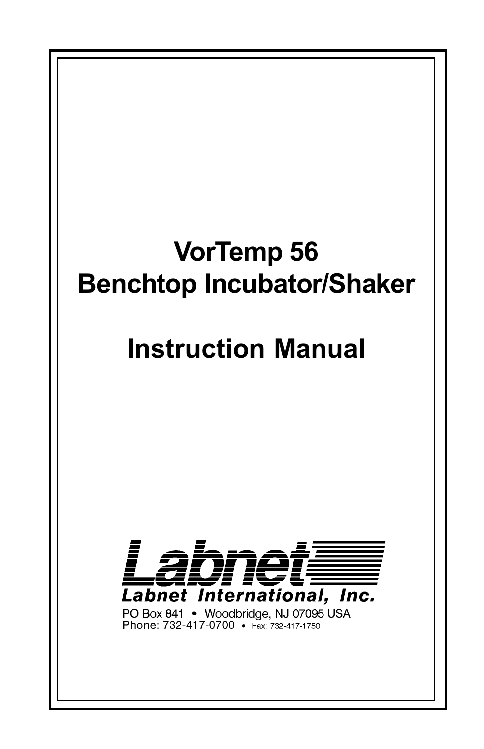# VorTemp 56
# Benchtop Incubator/Shaker

# Instruction Manual

Labnet

**Labnet International, Inc.**

PO Box 841 • Woodbridge, NJ 07095 USA
Phone: 732-417-0700 • Fax: 732-417-1750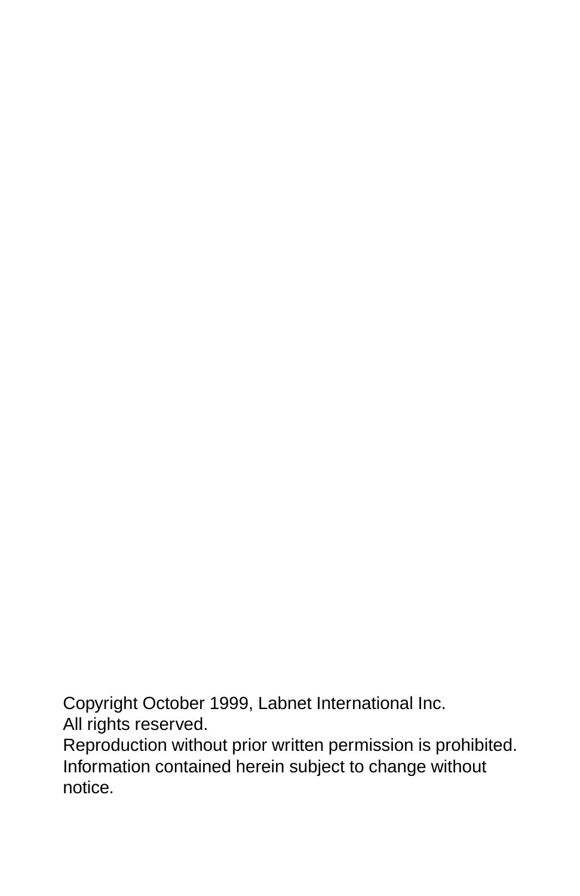Copyright October 1999, Labnet International Inc.
All rights reserved.
Reproduction without prior written permission is prohibited.
Information contained herein subject to change without notice.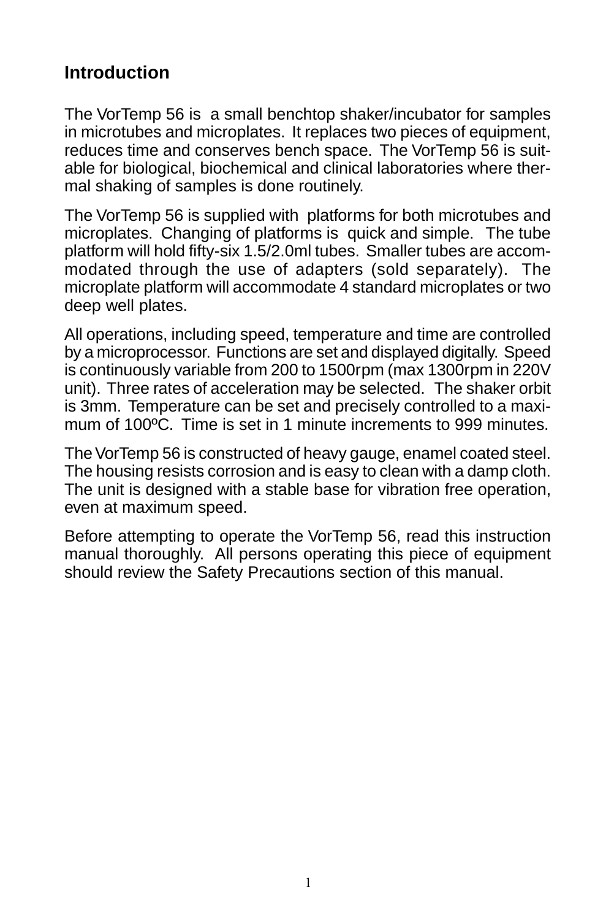## Introduction

The VorTemp 56 is a small benchtop shaker/incubator for samples in microtubes and microplates. It replaces two pieces of equipment, reduces time and conserves bench space. The VorTemp 56 is suitable for biological, biochemical and clinical laboratories where thermal shaking of samples is done routinely.

The VorTemp 56 is supplied with platforms for both microtubes and microplates. Changing of platforms is quick and simple. The tube platform will hold fifty-six 1.5/2.0ml tubes. Smaller tubes are accommodated through the use of adapters (sold separately). The microplate platform will accommodate 4 standard microplates or two deep well plates.

All operations, including speed, temperature and time are controlled by a microprocessor. Functions are set and displayed digitally. Speed is continuously variable from 200 to 1500rpm (max 1300rpm in 220V unit). Three rates of acceleration may be selected. The shaker orbit is 3mm. Temperature can be set and precisely controlled to a maximum of 100ºC. Time is set in 1 minute increments to 999 minutes.

The VorTemp 56 is constructed of heavy gauge, enamel coated steel. The housing resists corrosion and is easy to clean with a damp cloth. The unit is designed with a stable base for vibration free operation, even at maximum speed.

Before attempting to operate the VorTemp 56, read this instruction manual thoroughly. All persons operating this piece of equipment should review the Safety Precautions section of this manual.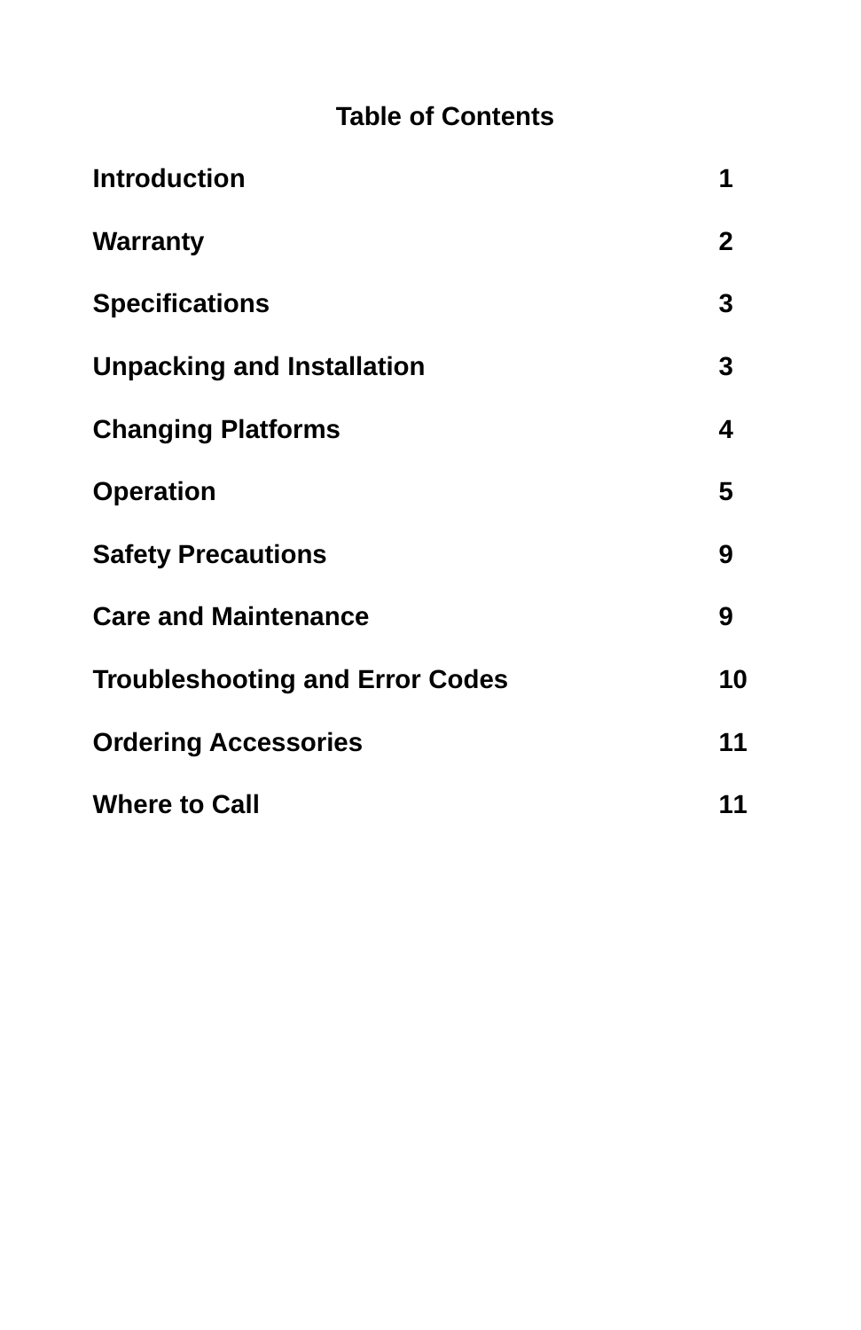## Table of Contents

| | |
|---|---|
| **Introduction** | **1** |
| **Warranty** | **2** |
| **Specifications** | **3** |
| **Unpacking and Installation** | **3** |
| **Changing Platforms** | **4** |
| **Operation** | **5** |
| **Safety Precautions** | **9** |
| **Care and Maintenance** | **9** |
| **Troubleshooting and Error Codes** | **10** |
| **Ordering Accessories** | **11** |
| **Where to Call** | **11** |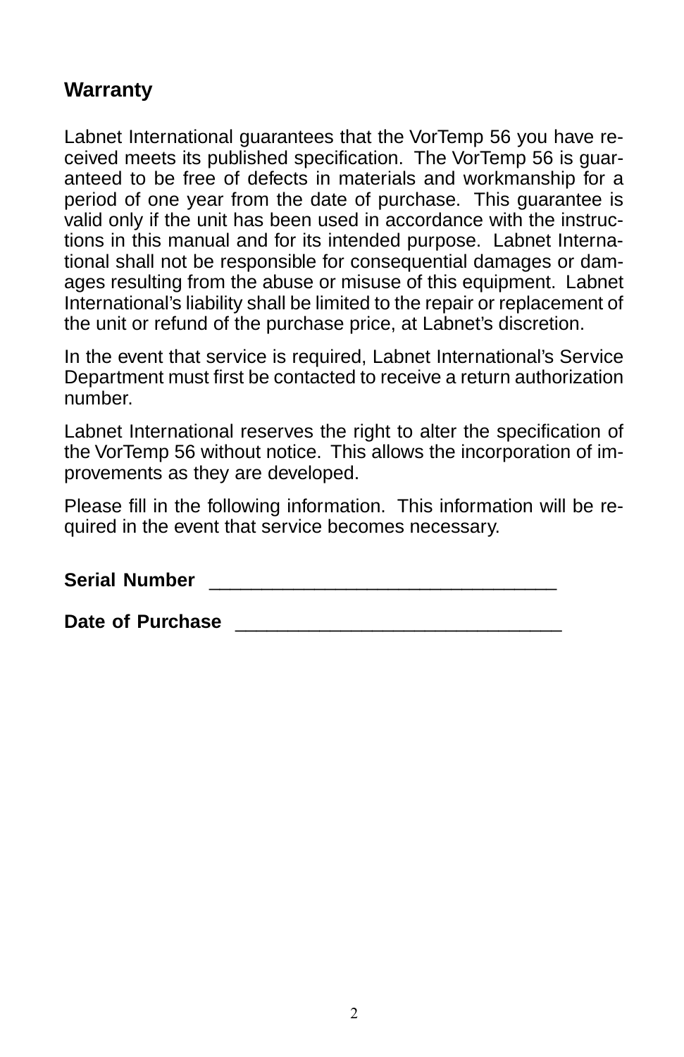## Warranty

Labnet International guarantees that the VorTemp 56 you have received meets its published specification. The VorTemp 56 is guaranteed to be free of defects in materials and workmanship for a period of one year from the date of purchase. This guarantee is valid only if the unit has been used in accordance with the instructions in this manual and for its intended purpose. Labnet International shall not be responsible for consequential damages or damages resulting from the abuse or misuse of this equipment. Labnet International's liability shall be limited to the repair or replacement of the unit or refund of the purchase price, at Labnet's discretion.

In the event that service is required, Labnet International's Service Department must first be contacted to receive a return authorization number.

Labnet International reserves the right to alter the specification of the VorTemp 56 without notice. This allows the incorporation of improvements as they are developed.

Please fill in the following information. This information will be required in the event that service becomes necessary.

**Serial Number** ________________________________

**Date of Purchase** ______________________________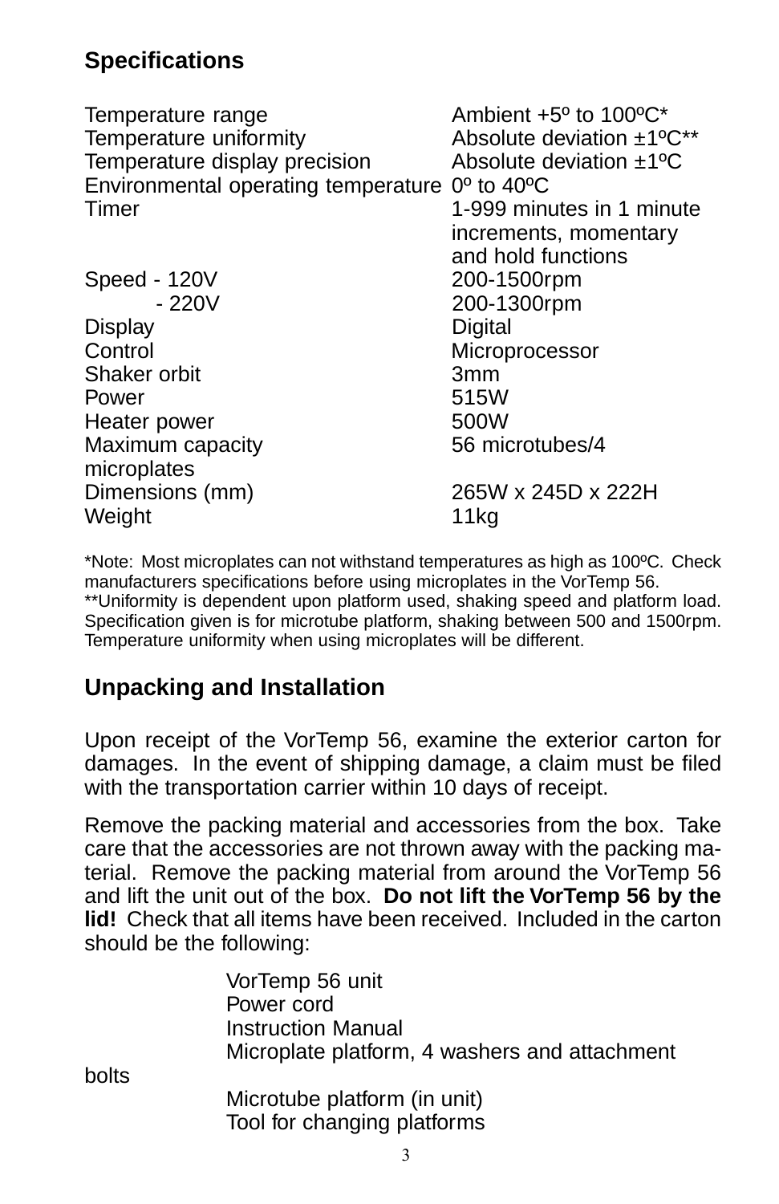## Specifications

| | |
|---|---|
| Temperature range | Ambient +5º to 100ºC* |
| Temperature uniformity | Absolute deviation ±1ºC** |
| Temperature display precision | Absolute deviation ±1ºC |
| Environmental operating temperature | 0º to 40ºC |
| Timer | 1-999 minutes in 1 minute increments, momentary and hold functions |
| Speed - 120V | 200-1500rpm |
| - 220V | 200-1300rpm |
| Display | Digital |
| Control | Microprocessor |
| Shaker orbit | 3mm |
| Power | 515W |
| Heater power | 500W |
| Maximum capacity | 56 microtubes/4 microplates |
| Dimensions (mm) | 265W x 245D x 222H |
| Weight | 11kg |

*Note: Most microplates can not withstand temperatures as high as 100ºC. Check manufacturers specifications before using microplates in the VorTemp 56.
**Uniformity is dependent upon platform used, shaking speed and platform load. Specification given is for microtube platform, shaking between 500 and 1500rpm. Temperature uniformity when using microplates will be different.

## Unpacking and Installation

Upon receipt of the VorTemp 56, examine the exterior carton for damages. In the event of shipping damage, a claim must be filed with the transportation carrier within 10 days of receipt.

Remove the packing material and accessories from the box. Take care that the accessories are not thrown away with the packing material. Remove the packing material from around the VorTemp 56 and lift the unit out of the box. **Do not lift the VorTemp 56 by the lid!** Check that all items have been received. Included in the carton should be the following:

- VorTemp 56 unit
- Power cord
- Instruction Manual
- Microplate platform, 4 washers and attachment bolts
- Microtube platform (in unit)
- Tool for changing platforms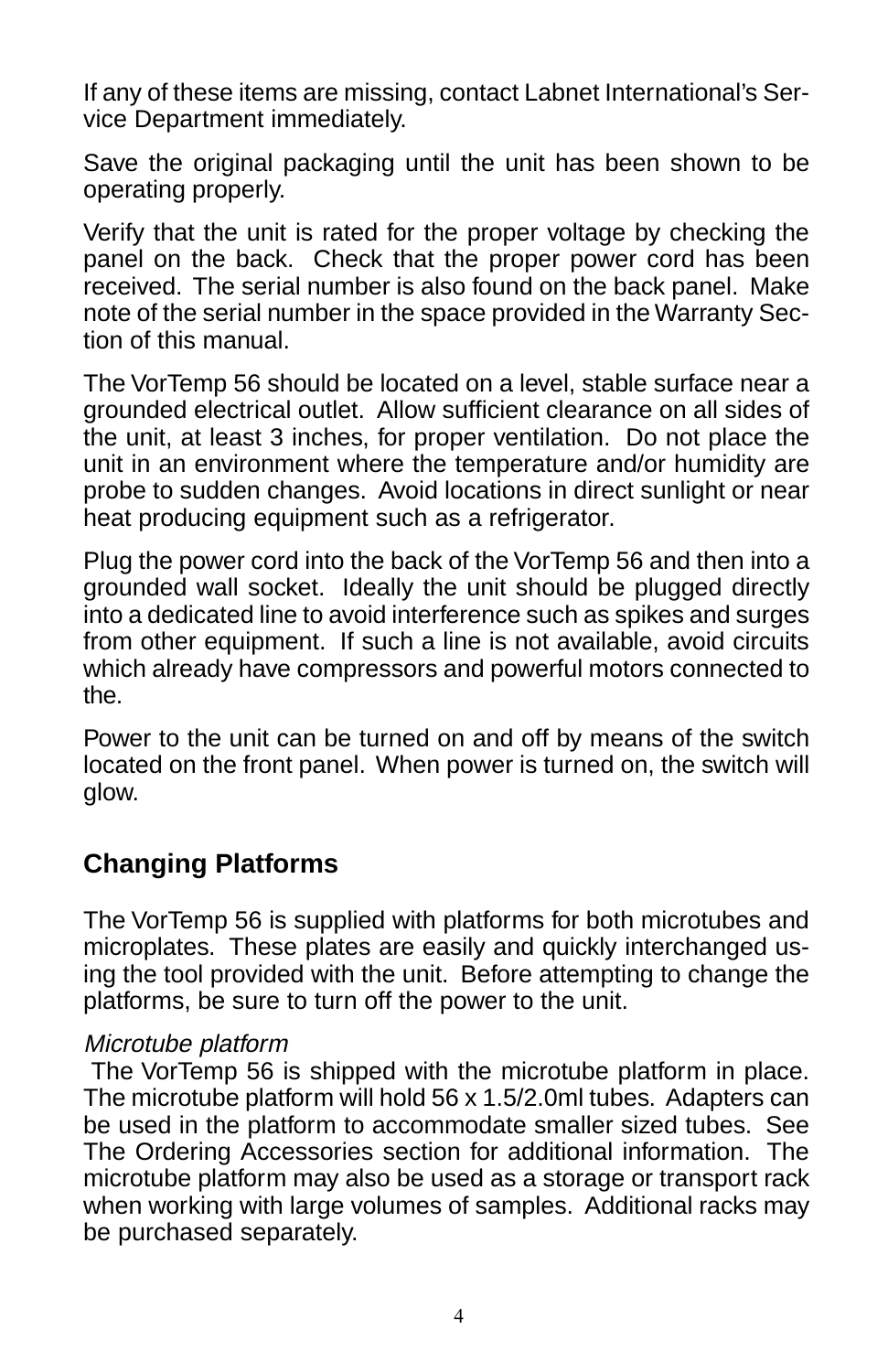If any of these items are missing, contact Labnet International's Service Department immediately.

Save the original packaging until the unit has been shown to be operating properly.

Verify that the unit is rated for the proper voltage by checking the panel on the back. Check that the proper power cord has been received. The serial number is also found on the back panel. Make note of the serial number in the space provided in the Warranty Section of this manual.

The VorTemp 56 should be located on a level, stable surface near a grounded electrical outlet. Allow sufficient clearance on all sides of the unit, at least 3 inches, for proper ventilation. Do not place the unit in an environment where the temperature and/or humidity are probe to sudden changes. Avoid locations in direct sunlight or near heat producing equipment such as a refrigerator.

Plug the power cord into the back of the VorTemp 56 and then into a grounded wall socket. Ideally the unit should be plugged directly into a dedicated line to avoid interference such as spikes and surges from other equipment. If such a line is not available, avoid circuits which already have compressors and powerful motors connected to the.

Power to the unit can be turned on and off by means of the switch located on the front panel. When power is turned on, the switch will glow.

## Changing Platforms

The VorTemp 56 is supplied with platforms for both microtubes and microplates. These plates are easily and quickly interchanged using the tool provided with the unit. Before attempting to change the platforms, be sure to turn off the power to the unit.

*Microtube platform*

The VorTemp 56 is shipped with the microtube platform in place. The microtube platform will hold 56 x 1.5/2.0ml tubes. Adapters can be used in the platform to accommodate smaller sized tubes. See The Ordering Accessories section for additional information. The microtube platform may also be used as a storage or transport rack when working with large volumes of samples. Additional racks may be purchased separately.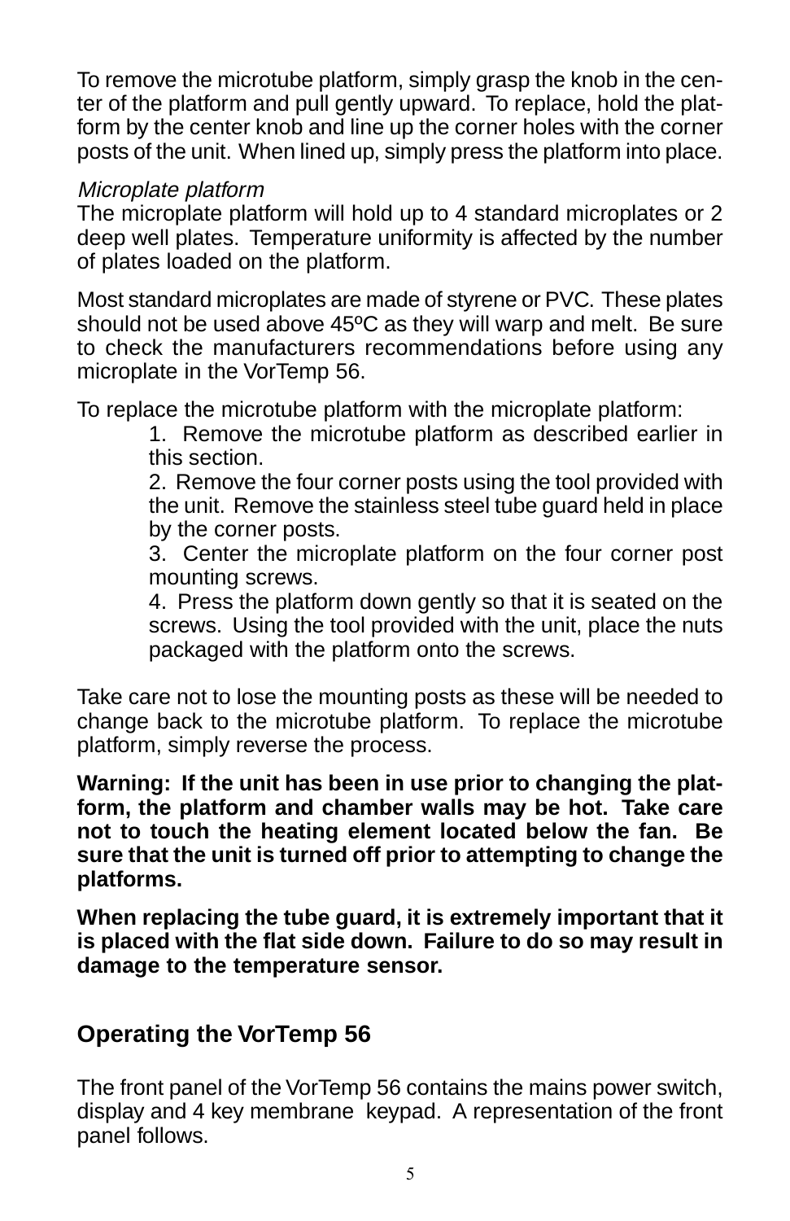To remove the microtube platform, simply grasp the knob in the center of the platform and pull gently upward. To replace, hold the platform by the center knob and line up the corner holes with the corner posts of the unit. When lined up, simply press the platform into place.

*Microplate platform*

The microplate platform will hold up to 4 standard microplates or 2 deep well plates. Temperature uniformity is affected by the number of plates loaded on the platform.

Most standard microplates are made of styrene or PVC. These plates should not be used above 45ºC as they will warp and melt. Be sure to check the manufacturers recommendations before using any microplate in the VorTemp 56.

To replace the microtube platform with the microplate platform:

1. Remove the microtube platform as described earlier in this section.
2. Remove the four corner posts using the tool provided with the unit. Remove the stainless steel tube guard held in place by the corner posts.
3. Center the microplate platform on the four corner post mounting screws.
4. Press the platform down gently so that it is seated on the screws. Using the tool provided with the unit, place the nuts packaged with the platform onto the screws.

Take care not to lose the mounting posts as these will be needed to change back to the microtube platform. To replace the microtube platform, simply reverse the process.

**Warning: If the unit has been in use prior to changing the platform, the platform and chamber walls may be hot. Take care not to touch the heating element located below the fan. Be sure that the unit is turned off prior to attempting to change the platforms.**

**When replacing the tube guard, it is extremely important that it is placed with the flat side down. Failure to do so may result in damage to the temperature sensor.**

## Operating the VorTemp 56

The front panel of the VorTemp 56 contains the mains power switch, display and 4 key membrane keypad. A representation of the front panel follows.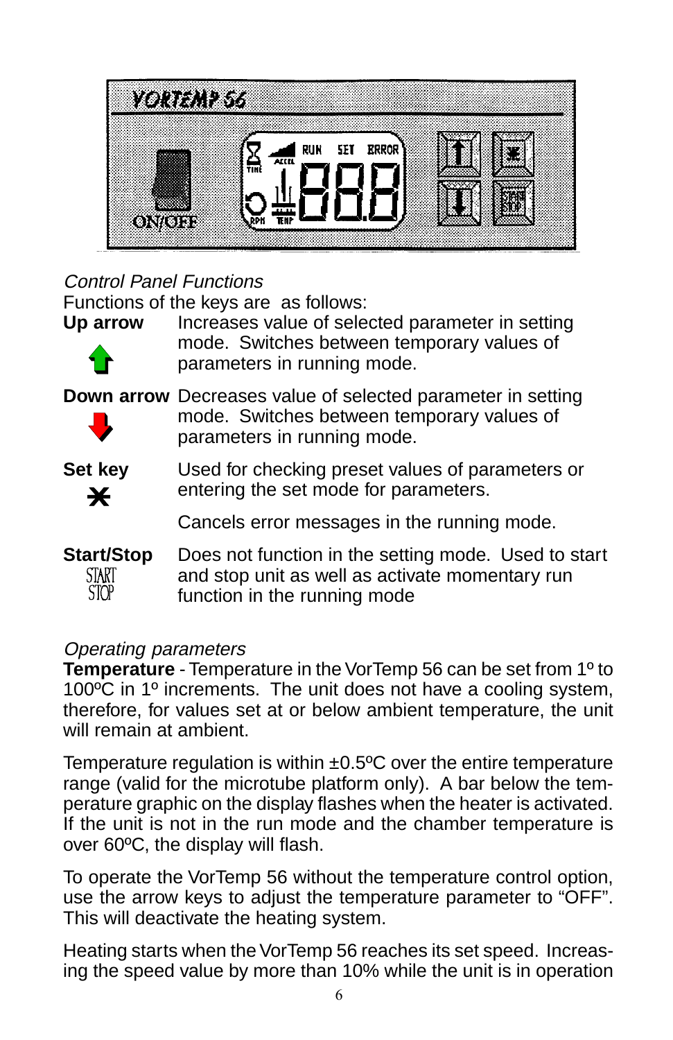*Control Panel Functions*

Functions of the keys are as follows:

**Up arrow** — Increases value of selected parameter in setting mode. Switches between temporary values of parameters in running mode.

**Down arrow** — Decreases value of selected parameter in setting mode. Switches between temporary values of parameters in running mode.

**Set key** — Used for checking preset values of parameters or entering the set mode for parameters.

Cancels error messages in the running mode.

**Start/Stop** — Does not function in the setting mode. Used to start and stop unit as well as activate momentary run function in the running mode

*Operating parameters*

**Temperature** - Temperature in the VorTemp 56 can be set from 1º to 100ºC in 1º increments. The unit does not have a cooling system, therefore, for values set at or below ambient temperature, the unit will remain at ambient.

Temperature regulation is within ±0.5ºC over the entire temperature range (valid for the microtube platform only). A bar below the temperature graphic on the display flashes when the heater is activated. If the unit is not in the run mode and the chamber temperature is over 60ºC, the display will flash.

To operate the VorTemp 56 without the temperature control option, use the arrow keys to adjust the temperature parameter to “OFF”. This will deactivate the heating system.

Heating starts when the VorTemp 56 reaches its set speed. Increasing the speed value by more than 10% while the unit is in operation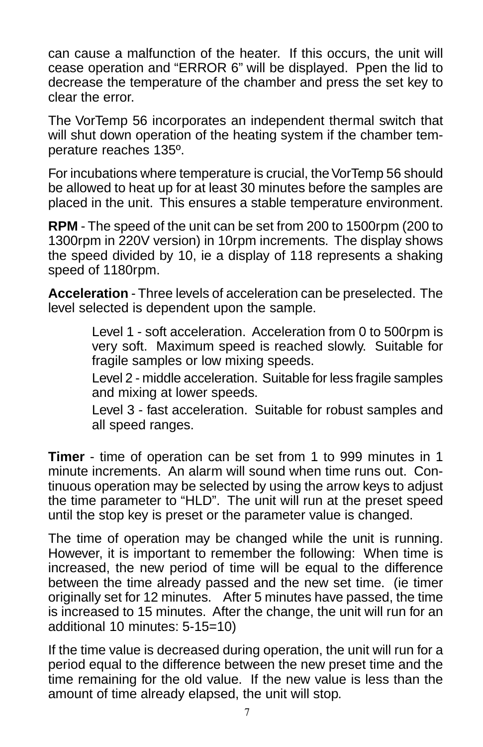can cause a malfunction of the heater. If this occurs, the unit will cease operation and "ERROR 6" will be displayed. Ppen the lid to decrease the temperature of the chamber and press the set key to clear the error.

The VorTemp 56 incorporates an independent thermal switch that will shut down operation of the heating system if the chamber temperature reaches 135º.

For incubations where temperature is crucial, the VorTemp 56 should be allowed to heat up for at least 30 minutes before the samples are placed in the unit. This ensures a stable temperature environment.

**RPM** - The speed of the unit can be set from 200 to 1500rpm (200 to 1300rpm in 220V version) in 10rpm increments. The display shows the speed divided by 10, ie a display of 118 represents a shaking speed of 1180rpm.

**Acceleration** - Three levels of acceleration can be preselected. The level selected is dependent upon the sample.

> Level 1 - soft acceleration. Acceleration from 0 to 500rpm is very soft. Maximum speed is reached slowly. Suitable for fragile samples or low mixing speeds.
>
> Level 2 - middle acceleration. Suitable for less fragile samples and mixing at lower speeds.
>
> Level 3 - fast acceleration. Suitable for robust samples and all speed ranges.

**Timer** - time of operation can be set from 1 to 999 minutes in 1 minute increments. An alarm will sound when time runs out. Continuous operation may be selected by using the arrow keys to adjust the time parameter to "HLD". The unit will run at the preset speed until the stop key is preset or the parameter value is changed.

The time of operation may be changed while the unit is running. However, it is important to remember the following: When time is increased, the new period of time will be equal to the difference between the time already passed and the new set time. (ie timer originally set for 12 minutes. After 5 minutes have passed, the time is increased to 15 minutes. After the change, the unit will run for an additional 10 minutes: 5-15=10)

If the time value is decreased during operation, the unit will run for a period equal to the difference between the new preset time and the time remaining for the old value. If the new value is less than the amount of time already elapsed, the unit will stop.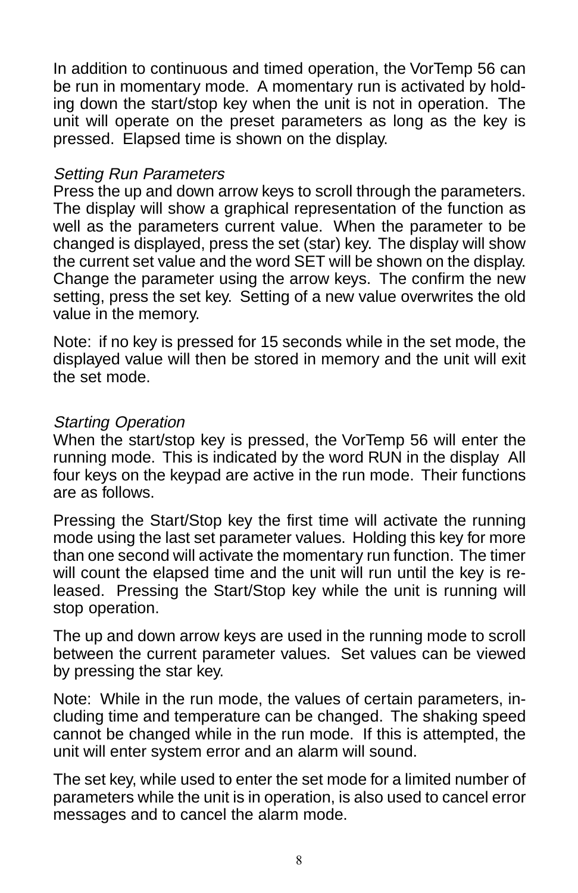In addition to continuous and timed operation, the VorTemp 56 can be run in momentary mode. A momentary run is activated by holding down the start/stop key when the unit is not in operation. The unit will operate on the preset parameters as long as the key is pressed. Elapsed time is shown on the display.

*Setting Run Parameters*

Press the up and down arrow keys to scroll through the parameters. The display will show a graphical representation of the function as well as the parameters current value. When the parameter to be changed is displayed, press the set (star) key. The display will show the current set value and the word SET will be shown on the display. Change the parameter using the arrow keys. The confirm the new setting, press the set key. Setting of a new value overwrites the old value in the memory.

Note: if no key is pressed for 15 seconds while in the set mode, the displayed value will then be stored in memory and the unit will exit the set mode.

*Starting Operation*

When the start/stop key is pressed, the VorTemp 56 will enter the running mode. This is indicated by the word RUN in the display All four keys on the keypad are active in the run mode. Their functions are as follows.

Pressing the Start/Stop key the first time will activate the running mode using the last set parameter values. Holding this key for more than one second will activate the momentary run function. The timer will count the elapsed time and the unit will run until the key is released. Pressing the Start/Stop key while the unit is running will stop operation.

The up and down arrow keys are used in the running mode to scroll between the current parameter values. Set values can be viewed by pressing the star key.

Note: While in the run mode, the values of certain parameters, including time and temperature can be changed. The shaking speed cannot be changed while in the run mode. If this is attempted, the unit will enter system error and an alarm will sound.

The set key, while used to enter the set mode for a limited number of parameters while the unit is in operation, is also used to cancel error messages and to cancel the alarm mode.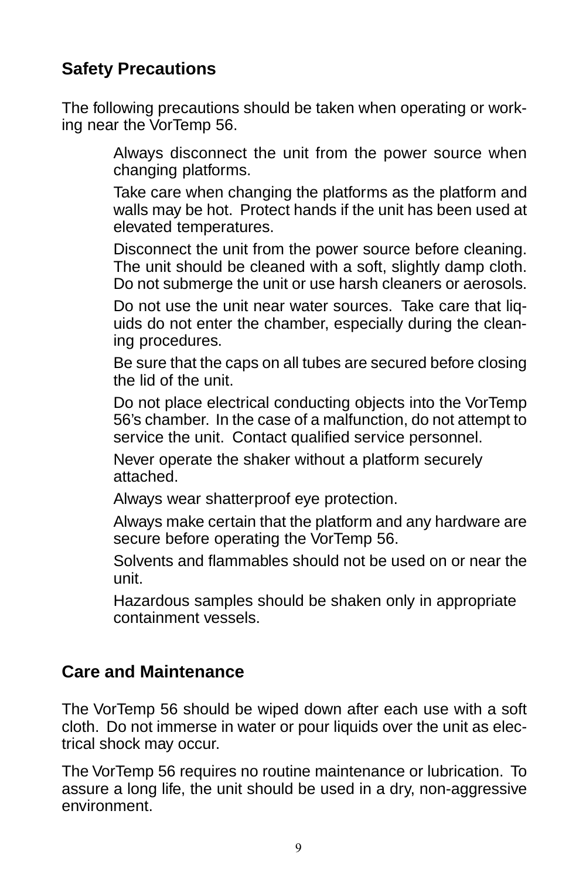## Safety Precautions

The following precautions should be taken when operating or working near the VorTemp 56.

Always disconnect the unit from the power source when changing platforms.

Take care when changing the platforms as the platform and walls may be hot. Protect hands if the unit has been used at elevated temperatures.

Disconnect the unit from the power source before cleaning. The unit should be cleaned with a soft, slightly damp cloth. Do not submerge the unit or use harsh cleaners or aerosols.

Do not use the unit near water sources. Take care that liquids do not enter the chamber, especially during the cleaning procedures.

Be sure that the caps on all tubes are secured before closing the lid of the unit.

Do not place electrical conducting objects into the VorTemp 56's chamber. In the case of a malfunction, do not attempt to service the unit. Contact qualified service personnel.

Never operate the shaker without a platform securely attached.

Always wear shatterproof eye protection.

Always make certain that the platform and any hardware are secure before operating the VorTemp 56.

Solvents and flammables should not be used on or near the unit.

Hazardous samples should be shaken only in appropriate containment vessels.

## Care and Maintenance

The VorTemp 56 should be wiped down after each use with a soft cloth. Do not immerse in water or pour liquids over the unit as electrical shock may occur.

The VorTemp 56 requires no routine maintenance or lubrication. To assure a long life, the unit should be used in a dry, non-aggressive environment.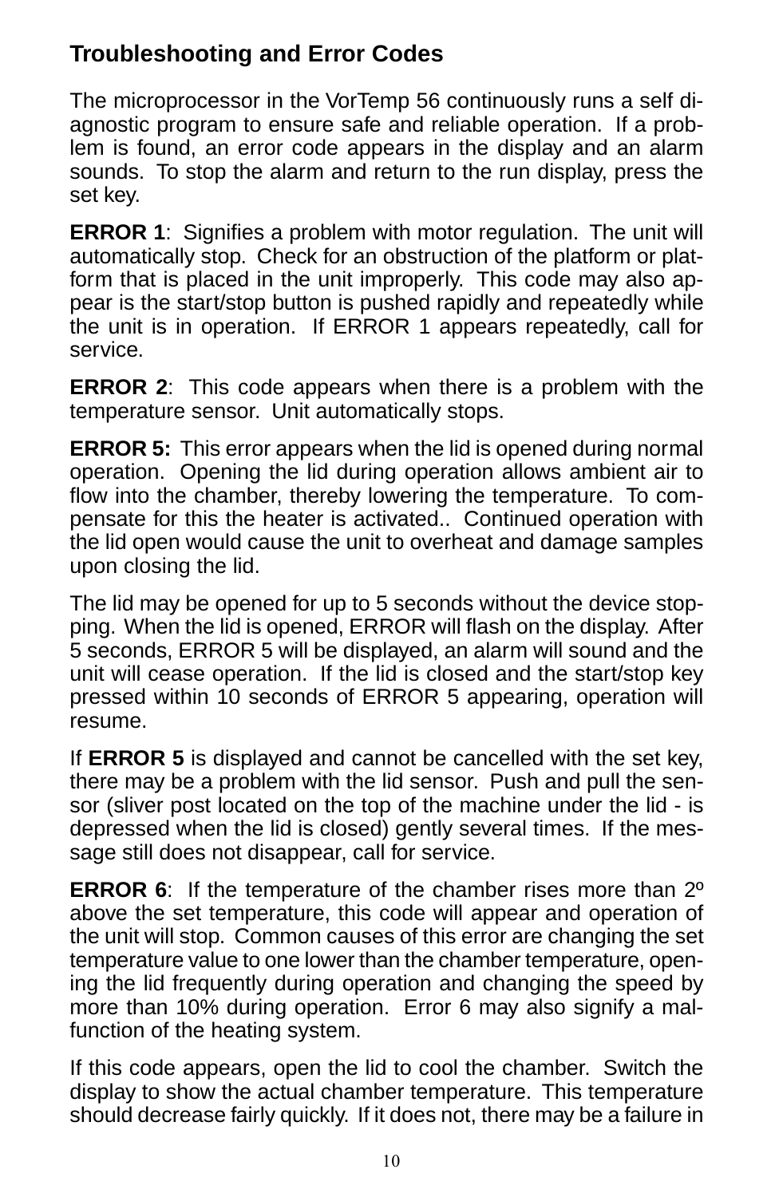## Troubleshooting and Error Codes

The microprocessor in the VorTemp 56 continuously runs a self diagnostic program to ensure safe and reliable operation. If a problem is found, an error code appears in the display and an alarm sounds. To stop the alarm and return to the run display, press the set key.

**ERROR 1**: Signifies a problem with motor regulation. The unit will automatically stop. Check for an obstruction of the platform or platform that is placed in the unit improperly. This code may also appear is the start/stop button is pushed rapidly and repeatedly while the unit is in operation. If ERROR 1 appears repeatedly, call for service.

**ERROR 2**: This code appears when there is a problem with the temperature sensor. Unit automatically stops.

**ERROR 5:** This error appears when the lid is opened during normal operation. Opening the lid during operation allows ambient air to flow into the chamber, thereby lowering the temperature. To compensate for this the heater is activated.. Continued operation with the lid open would cause the unit to overheat and damage samples upon closing the lid.

The lid may be opened for up to 5 seconds without the device stopping. When the lid is opened, ERROR will flash on the display. After 5 seconds, ERROR 5 will be displayed, an alarm will sound and the unit will cease operation. If the lid is closed and the start/stop key pressed within 10 seconds of ERROR 5 appearing, operation will resume.

If **ERROR 5** is displayed and cannot be cancelled with the set key, there may be a problem with the lid sensor. Push and pull the sensor (sliver post located on the top of the machine under the lid - is depressed when the lid is closed) gently several times. If the message still does not disappear, call for service.

**ERROR 6**: If the temperature of the chamber rises more than 2º above the set temperature, this code will appear and operation of the unit will stop. Common causes of this error are changing the set temperature value to one lower than the chamber temperature, opening the lid frequently during operation and changing the speed by more than 10% during operation. Error 6 may also signify a malfunction of the heating system.

If this code appears, open the lid to cool the chamber. Switch the display to show the actual chamber temperature. This temperature should decrease fairly quickly. If it does not, there may be a failure in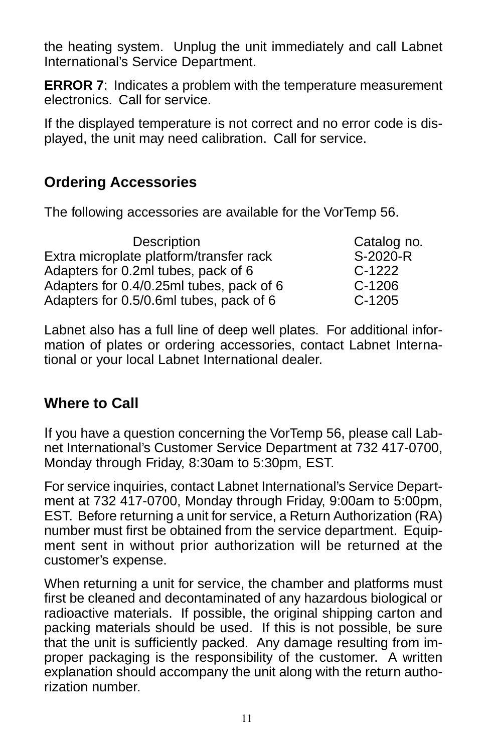the heating system. Unplug the unit immediately and call Labnet International's Service Department.

**ERROR 7**: Indicates a problem with the temperature measurement electronics. Call for service.

If the displayed temperature is not correct and no error code is displayed, the unit may need calibration. Call for service.

## Ordering Accessories

The following accessories are available for the VorTemp 56.

| Description | Catalog no. |
|---|---|
| Extra microplate platform/transfer rack | S-2020-R |
| Adapters for 0.2ml tubes, pack of 6 | C-1222 |
| Adapters for 0.4/0.25ml tubes, pack of 6 | C-1206 |
| Adapters for 0.5/0.6ml tubes, pack of 6 | C-1205 |

Labnet also has a full line of deep well plates. For additional information of plates or ordering accessories, contact Labnet International or your local Labnet International dealer.

## Where to Call

If you have a question concerning the VorTemp 56, please call Labnet International's Customer Service Department at 732 417-0700, Monday through Friday, 8:30am to 5:30pm, EST.

For service inquiries, contact Labnet International's Service Department at 732 417-0700, Monday through Friday, 9:00am to 5:00pm, EST. Before returning a unit for service, a Return Authorization (RA) number must first be obtained from the service department. Equipment sent in without prior authorization will be returned at the customer's expense.

When returning a unit for service, the chamber and platforms must first be cleaned and decontaminated of any hazardous biological or radioactive materials. If possible, the original shipping carton and packing materials should be used. If this is not possible, be sure that the unit is sufficiently packed. Any damage resulting from improper packaging is the responsibility of the customer. A written explanation should accompany the unit along with the return authorization number.